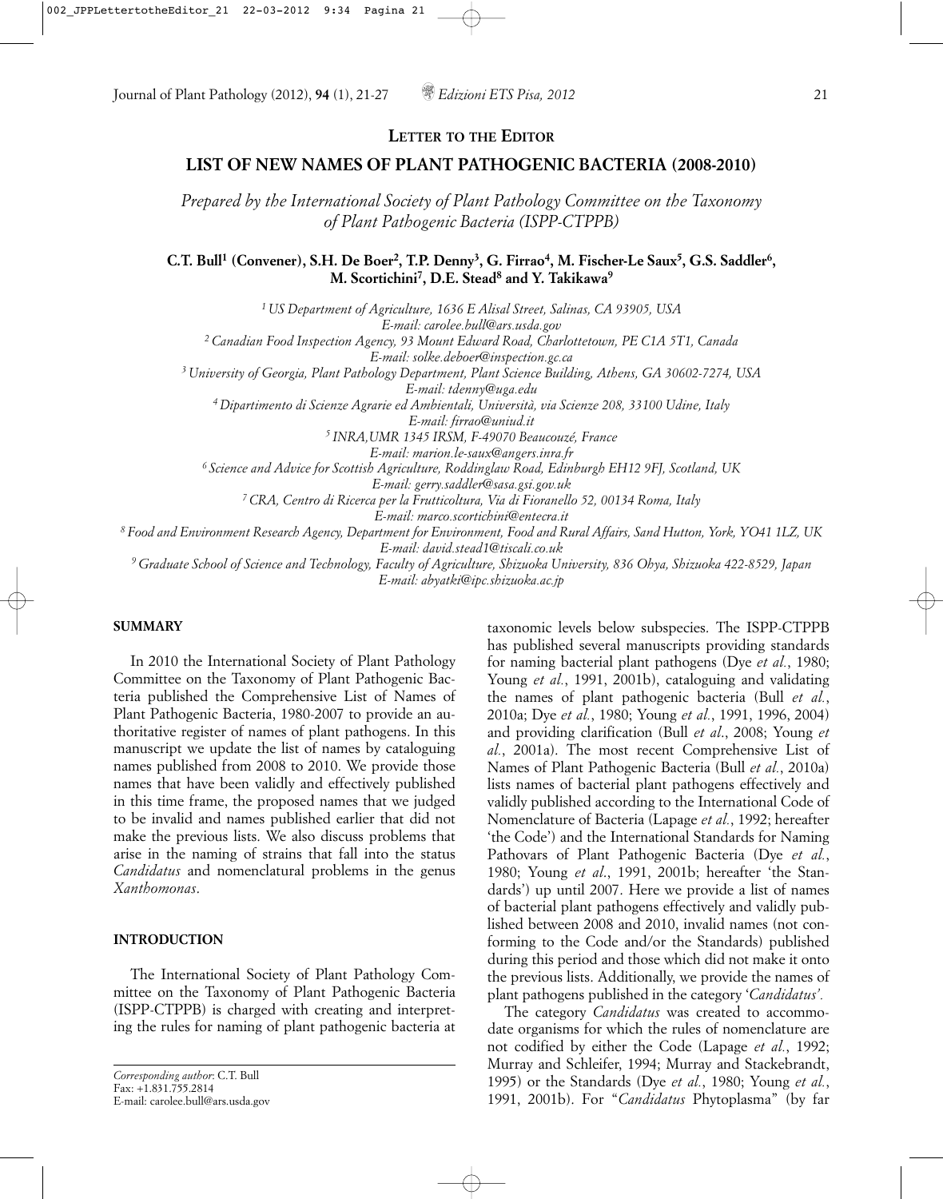LETTER TO THE EDITOR

# LIST OF NEW NAMES OF PLANT PATHOGENIC BACTERIA (2008-2010)

*Prepared by the International Society of Plant Pathology Committee on the Taxonomy of Plant Pathogenic Bacteria (ISPP-CTPPB)*

**C.T. Bull[1] (Convener), S.H. De Boer[2], T.P. Denny[3], G. Firrao[4], M. Fischer-Le Saux[5], G.S. Saddler[6], M. Scortichini[7], D.E. Stead[8] and Y. Takikawa[9]**

[1] *US Department of Agriculture, 1636 E Alisal Street, Salinas, CA 93905, USA*
*E-mail: carolee.bull@ars.usda.gov*

[2] *Canadian Food Inspection Agency, 93 Mount Edward Road, Charlottetown, PE C1A 5T1, Canada*
*E-mail: solke.deboer@inspection.gc.ca*

[3] *University of Georgia, Plant Pathology Department, Plant Science Building, Athens, GA 30602-7274, USA*
*E-mail: tdenny@uga.edu*

[4] *Dipartimento di Scienze Agrarie ed Ambientali, Università, via Scienze 208, 33100 Udine, Italy*
*E-mail: firrao@uniud.it*

[5] *INRA,UMR 1345 IRSM, F-49070 Beaucouzé, France*
*E-mail: marion.le-saux@angers.inra.fr*

[6] *Science and Advice for Scottish Agriculture, Roddinglaw Road, Edinburgh EH12 9FJ, Scotland, UK*
*E-mail: gerry.saddler@sasa.gsi.gov.uk*

[7] *CRA, Centro di Ricerca per la Frutticoltura, Via di Fioranello 52, 00134 Roma, Italy*
*E-mail: marco.scortichini@entecra.it*

[8] *Food and Environment Research Agency, Department for Environment, Food and Rural Affairs, Sand Hutton, York, YO41 1LZ, UK*
*E-mail: david.stead1@tiscali.co.uk*

[9] *Graduate School of Science and Technology, Faculty of Agriculture, Shizuoka University, 836 Ohya, Shizuoka 422-8529, Japan*
*E-mail: abyatki@ipc.shizuoka.ac.jp*

## SUMMARY

In 2010 the International Society of Plant Pathology Committee on the Taxonomy of Plant Pathogenic Bacteria published the Comprehensive List of Names of Plant Pathogenic Bacteria, 1980-2007 to provide an authoritative register of names of plant pathogens. In this manuscript we update the list of names by cataloguing names published from 2008 to 2010. We provide those names that have been validly and effectively published in this time frame, the proposed names that we judged to be invalid and names published earlier that did not make the previous lists. We also discuss problems that arise in the naming of strains that fall into the status *Candidatus* and nomenclatural problems in the genus *Xanthomonas*.

## INTRODUCTION

The International Society of Plant Pathology Committee on the Taxonomy of Plant Pathogenic Bacteria (ISPP-CTPPB) is charged with creating and interpreting the rules for naming of plant pathogenic bacteria at taxonomic levels below subspecies. The ISPP-CTPPB has published several manuscripts providing standards for naming bacterial plant pathogens (Dye *et al.*, 1980; Young *et al.*, 1991, 2001b), cataloguing and validating the names of plant pathogenic bacteria (Bull *et al.*, 2010a; Dye *et al.*, 1980; Young *et al.*, 1991, 1996, 2004) and providing clarification (Bull *et al.*, 2008; Young *et al.*, 2001a). The most recent Comprehensive List of Names of Plant Pathogenic Bacteria (Bull *et al.*, 2010a) lists names of bacterial plant pathogens effectively and validly published according to the International Code of Nomenclature of Bacteria (Lapage *et al.*, 1992; hereafter 'the Code') and the International Standards for Naming Pathovars of Plant Pathogenic Bacteria (Dye *et al.*, 1980; Young *et al*., 1991, 2001b; hereafter 'the Standards') up until 2007. Here we provide a list of names of bacterial plant pathogens effectively and validly published between 2008 and 2010, invalid names (not conforming to the Code and/or the Standards) published during this period and those which did not make it onto the previous lists. Additionally, we provide the names of plant pathogens published in the category '*Candidatus'.*

The category *Candidatus* was created to accommodate organisms for which the rules of nomenclature are not codified by either the Code (Lapage *et al.*, 1992; Murray and Schleifer, 1994; Murray and Stackebrandt, 1995) or the Standards (Dye *et al.*, 1980; Young *et al.*, 1991, 2001b). For "*Candidatus* Phytoplasma" (by far

*Corresponding author*: C.T. Bull
Fax: +1.831.755.2814
E-mail: carolee.bull@ars.usda.gov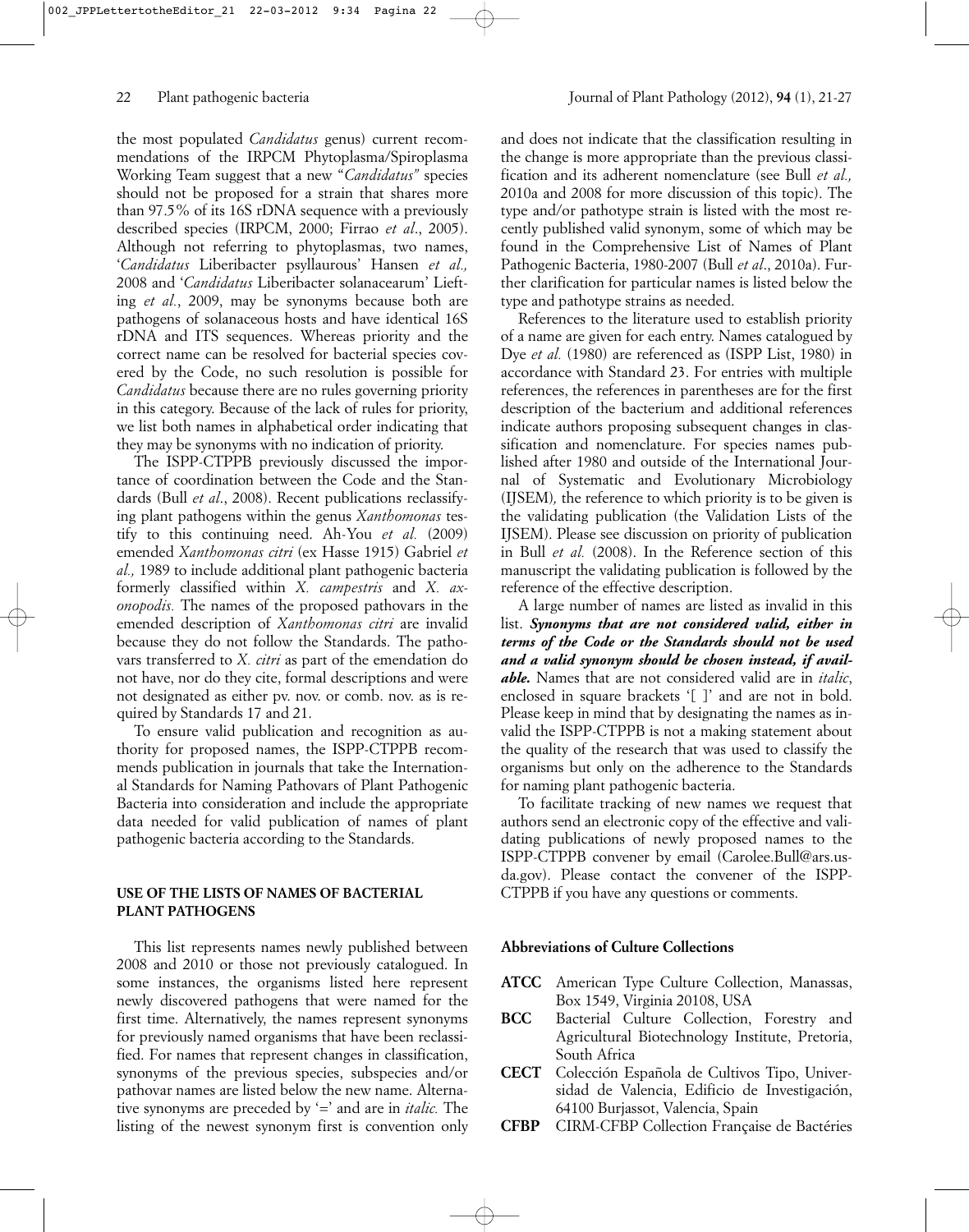the most populated *Candidatus* genus) current recommendations of the IRPCM Phytoplasma/Spiroplasma Working Team suggest that a new "*Candidatus*" species should not be proposed for a strain that shares more than 97.5% of its 16S rDNA sequence with a previously described species (IRPCM, 2000; Firrao *et al*., 2005). Although not referring to phytoplasmas, two names, '*Candidatus* Liberibacter psyllaurous' Hansen *et al.,* 2008 and '*Candidatus* Liberibacter solanacearum' Liefting *et al.*, 2009, may be synonyms because both are pathogens of solanaceous hosts and have identical 16S rDNA and ITS sequences. Whereas priority and the correct name can be resolved for bacterial species covered by the Code, no such resolution is possible for *Candidatus* because there are no rules governing priority in this category. Because of the lack of rules for priority, we list both names in alphabetical order indicating that they may be synonyms with no indication of priority.

The ISPP-CTPPB previously discussed the importance of coordination between the Code and the Standards (Bull *et al*., 2008). Recent publications reclassifying plant pathogens within the genus *Xanthomonas* testify to this continuing need. Ah-You *et al.* (2009) emended *Xanthomonas citri* (ex Hasse 1915) Gabriel *et al.,* 1989 to include additional plant pathogenic bacteria formerly classified within *X. campestris* and *X. axonopodis.* The names of the proposed pathovars in the emended description of *Xanthomonas citri* are invalid because they do not follow the Standards. The pathovars transferred to *X. citri* as part of the emendation do not have, nor do they cite, formal descriptions and were not designated as either pv. nov. or comb. nov. as is required by Standards 17 and 21.

To ensure valid publication and recognition as authority for proposed names, the ISPP-CTPPB recommends publication in journals that take the International Standards for Naming Pathovars of Plant Pathogenic Bacteria into consideration and include the appropriate data needed for valid publication of names of plant pathogenic bacteria according to the Standards.

## USE OF THE LISTS OF NAMES OF BACTERIAL PLANT PATHOGENS

This list represents names newly published between 2008 and 2010 or those not previously catalogued. In some instances, the organisms listed here represent newly discovered pathogens that were named for the first time. Alternatively, the names represent synonyms for previously named organisms that have been reclassified. For names that represent changes in classification, synonyms of the previous species, subspecies and/or pathovar names are listed below the new name. Alternative synonyms are preceded by '=' and are in *italic.* The listing of the newest synonym first is convention only and does not indicate that the classification resulting in the change is more appropriate than the previous classification and its adherent nomenclature (see Bull *et al.,* 2010a and 2008 for more discussion of this topic). The type and/or pathotype strain is listed with the most recently published valid synonym, some of which may be found in the Comprehensive List of Names of Plant Pathogenic Bacteria, 1980-2007 (Bull *et al*., 2010a). Further clarification for particular names is listed below the type and pathotype strains as needed.

References to the literature used to establish priority of a name are given for each entry. Names catalogued by Dye *et al.* (1980) are referenced as (ISPP List, 1980) in accordance with Standard 23. For entries with multiple references, the references in parentheses are for the first description of the bacterium and additional references indicate authors proposing subsequent changes in classification and nomenclature. For species names published after 1980 and outside of the International Journal of Systematic and Evolutionary Microbiology (IJSEM)*,* the reference to which priority is to be given is the validating publication (the Validation Lists of the IJSEM). Please see discussion on priority of publication in Bull *et al.* (2008). In the Reference section of this manuscript the validating publication is followed by the reference of the effective description.

A large number of names are listed as invalid in this list. ***Synonyms that are not considered valid, either in terms of the Code or the Standards should not be used and a valid synonym should be chosen instead, if available.*** Names that are not considered valid are in *italic*, enclosed in square brackets '[ ]' and are not in bold. Please keep in mind that by designating the names as invalid the ISPP-CTPPB is not a making statement about the quality of the research that was used to classify the organisms but only on the adherence to the Standards for naming plant pathogenic bacteria.

To facilitate tracking of new names we request that authors send an electronic copy of the effective and validating publications of newly proposed names to the ISPP-CTPPB convener by email (Carolee.Bull@ars.usda.gov). Please contact the convener of the ISPP-CTPPB if you have any questions or comments.

### Abbreviations of Culture Collections

- **ATCC** American Type Culture Collection, Manassas, Box 1549, Virginia 20108, USA
- **BCC** Bacterial Culture Collection, Forestry and Agricultural Biotechnology Institute, Pretoria, South Africa
- **CECT** Colección Española de Cultivos Tipo, Universidad de Valencia, Edificio de Investigación, 64100 Burjassot, Valencia, Spain
- **CFBP** CIRM-CFBP Collection Française de Bactéries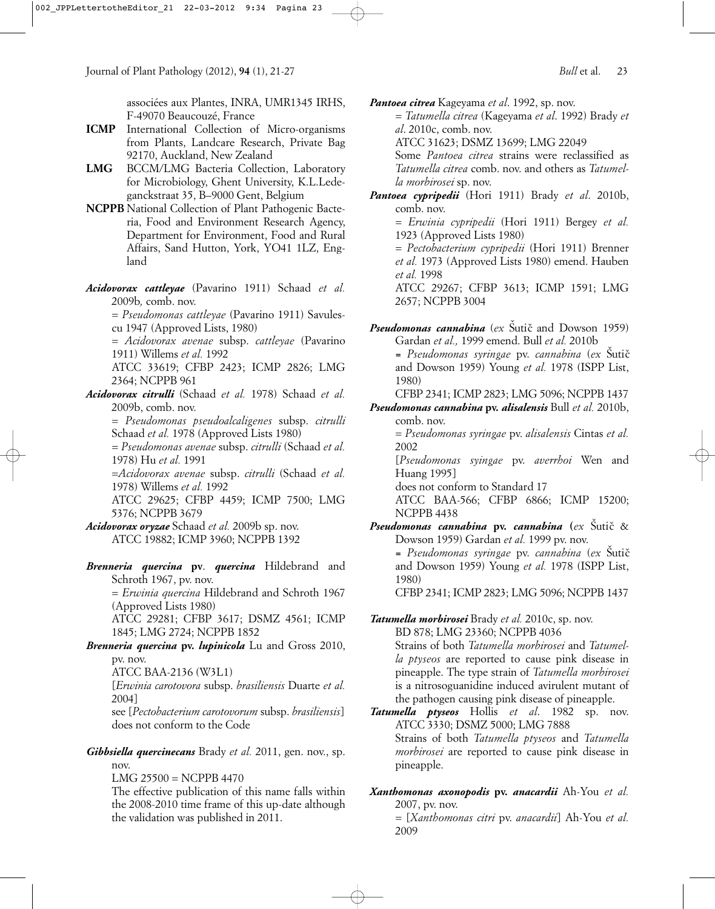associées aux Plantes, INRA, UMR1345 IRHS, F-49070 Beaucouzé, France

**ICMP** International Collection of Micro-organisms from Plants, Landcare Research, Private Bag 92170, Auckland, New Zealand

**LMG** BCCM/LMG Bacteria Collection, Laboratory for Microbiology, Ghent University, K.L.Ledeganckstraat 35, B–9000 Gent, Belgium

**NCPPB** National Collection of Plant Pathogenic Bacteria, Food and Environment Research Agency, Department for Environment, Food and Rural Affairs, Sand Hutton, York, YO41 1LZ, England

***Acidovorax cattleyae*** (Pavarino 1911) Schaad *et al.* 2009b*,* comb. nov.
= *Pseudomonas cattleyae* (Pavarino 1911) Savulescu 1947 (Approved Lists, 1980)
= *Acidovorax avenae* subsp. *cattleyae* (Pavarino 1911) Willems *et al.* 1992
ATCC 33619; CFBP 2423; ICMP 2826; LMG 2364; NCPPB 961

***Acidovorax citrulli*** (Schaad *et al.* 1978) Schaad *et al.* 2009b, comb. nov.
= *Pseudomonas pseudoalcaligenes* subsp. *citrulli* Schaad *et al.* 1978 (Approved Lists 1980)
= *Pseudomonas avenae* subsp. *citrulli* (Schaad *et al.* 1978) Hu *et al.* 1991
=*Acidovorax avenae* subsp. *citrulli* (Schaad *et al.* 1978) Willems *et al.* 1992
ATCC 29625; CFBP 4459; ICMP 7500; LMG 5376; NCPPB 3679

***Acidovorax oryzae*** Schaad *et al.* 2009b sp. nov.
ATCC 19882; ICMP 3960; NCPPB 1392

***Brenneria quercina* pv. *quercina*** Hildebrand and Schroth 1967, pv. nov.
= *Erwinia quercina* Hildebrand and Schroth 1967 (Approved Lists 1980)
ATCC 29281; CFBP 3617; DSMZ 4561; ICMP 1845; LMG 2724; NCPPB 1852

***Brenneria quercina* pv. *lupinicola*** Lu and Gross 2010, pv. nov.
ATCC BAA-2136 (W3L1)
[*Erwinia carotovora* subsp. *brasiliensis* Duarte *et al.* 2004]
see [*Pectobacterium carotovorum* subsp. *brasiliensis*] does not conform to the Code

***Gibbsiella quercinecans*** Brady *et al.* 2011, gen. nov., sp. nov.
LMG 25500 = NCPPB 4470
The effective publication of this name falls within the 2008-2010 time frame of this up-date although the validation was published in 2011.

***Pantoea citrea*** Kageyama *et al*. 1992, sp. nov.
= *Tatumella citrea* (Kageyama *et al.* 1992) Brady *et al*. 2010c, comb. nov.
ATCC 31623; DSMZ 13699; LMG 22049
Some *Pantoea citrea* strains were reclassified as *Tatumella citrea* comb. nov. and others as *Tatumella morbirosei* sp. nov.

***Pantoea cypripedii*** (Hori 1911) Brady *et al*. 2010b, comb. nov.
= *Erwinia cypripedii* (Hori 1911) Bergey *et al.* 1923 (Approved Lists 1980)
= *Pectobacterium cypripedii* (Hori 1911) Brenner *et al.* 1973 (Approved Lists 1980) emend. Hauben *et al.* 1998
ATCC 29267; CFBP 3613; ICMP 1591; LMG 2657; NCPPB 3004

***Pseudomonas cannabina*** (*ex* Šutič and Dowson 1959) Gardan *et al.,* 1999 emend. Bull *et al.* 2010b
= *Pseudomonas syringae* pv. *cannabina* (*ex* Šutič and Dowson 1959) Young *et al.* 1978 (ISPP List, 1980)
CFBP 2341; ICMP 2823; LMG 5096; NCPPB 1437

***Pseudomonas cannabina* pv. *alisalensis*** Bull *et al.* 2010b, comb. nov.
= *Pseudomonas syringae* pv. *alisalensis* Cintas *et al.* 2002
[*Pseudomonas syingae* pv. *averrhoi* Wen and Huang 1995]
does not conform to Standard 17
ATCC BAA-566; CFBP 6866; ICMP 15200; NCPPB 4438

***Pseudomonas cannabina* pv. *cannabina*** (*ex* Šutič & Dowson 1959) Gardan *et al.* 1999 pv. nov.
= *Pseudomonas syringae* pv. *cannabina* (*ex* Šutič and Dowson 1959) Young *et al.* 1978 (ISPP List, 1980)
CFBP 2341; ICMP 2823; LMG 5096; NCPPB 1437

***Tatumella morbirosei*** Brady *et al.* 2010c, sp. nov.
BD 878; LMG 23360; NCPPB 4036
Strains of both *Tatumella morbirosei* and *Tatumella ptyseos* are reported to cause pink disease in pineapple. The type strain of *Tatumella morbirosei* is a nitrosoguanidine induced avirulent mutant of the pathogen causing pink disease of pineapple.

***Tatumella ptyseos*** Hollis *et al*. 1982 sp. nov.
ATCC 3330; DSMZ 5000; LMG 7888
Strains of both *Tatumella ptyseos* and *Tatumella morbirosei* are reported to cause pink disease in pineapple.

***Xanthomonas axonopodis* pv. *anacardii*** Ah-You *et al.* 2007, pv. nov.
= [*Xanthomonas citri* pv. *anacardii*] Ah-You *et al.* 2009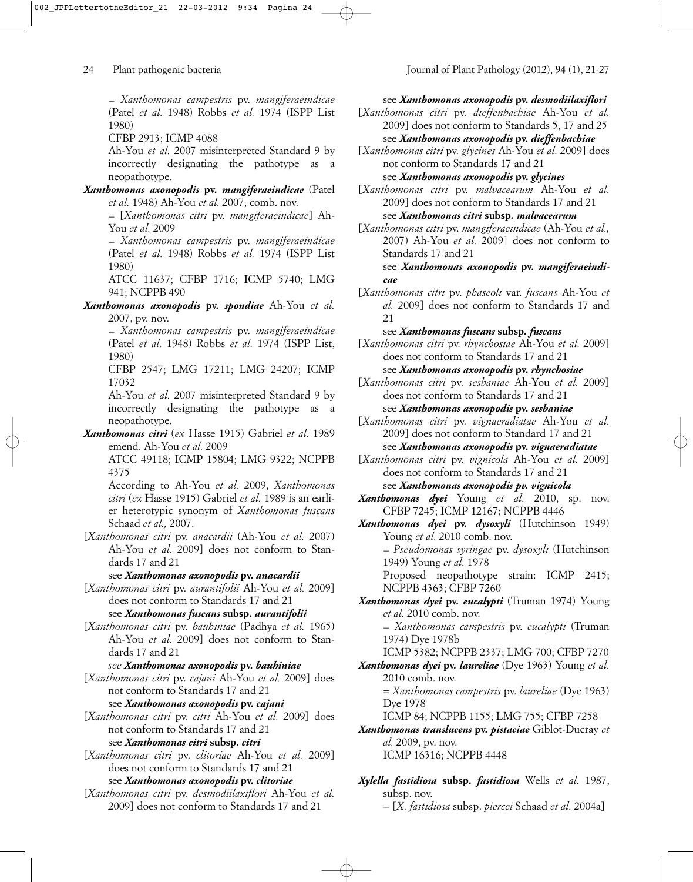= *Xanthomonas campestris* pv. *mangiferaeindicae* (Patel *et al.* 1948) Robbs *et al.* 1974 (ISPP List 1980)

CFBP 2913; ICMP 4088

Ah-You *et al.* 2007 misinterpreted Standard 9 by incorrectly designating the pathotype as a neopathotype.

***Xanthomonas axonopodis* pv. *mangiferaeindicae*** (Patel *et al.* 1948) Ah-You *et al.* 2007, comb. nov.

= [*Xanthomonas citri* pv. *mangiferaeindicae*] Ah-You *et al.* 2009

= *Xanthomonas campestris* pv. *mangiferaeindicae* (Patel *et al.* 1948) Robbs *et al.* 1974 (ISPP List 1980)

ATCC 11637; CFBP 1716; ICMP 5740; LMG 941; NCPPB 490

***Xanthomonas axonopodis* pv. *spondiae*** Ah-You *et al.* 2007, pv. nov.

= *Xanthomonas campestris* pv. *mangiferaeindicae* (Patel *et al.* 1948) Robbs *et al.* 1974 (ISPP List, 1980)

CFBP 2547; LMG 17211; LMG 24207; ICMP 17032

Ah-You *et al.* 2007 misinterpreted Standard 9 by incorrectly designating the pathotype as a neopathotype.

***Xanthomonas citri*** (*ex* Hasse 1915) Gabriel *et al*. 1989 emend. Ah-You *et al.* 2009

ATCC 49118; ICMP 15804; LMG 9322; NCPPB 4375

According to Ah-You *et al.* 2009, *Xanthomonas citri* (*ex* Hasse 1915) Gabriel *et al.* 1989 is an earlier heterotypic synonym of *Xanthomonas fuscans* Schaad *et al.,* 2007.

[*Xanthomonas citri* pv. *anacardii* (Ah-You *et al.* 2007) Ah-You *et al.* 2009] does not conform to Standards 17 and 21

see ***Xanthomonas axonopodis* pv. *anacardii***

[*Xanthomonas citri* pv. *aurantifolii* Ah-You *et al.* 2009] does not conform to Standards 17 and 21

see ***Xanthomonas fuscans* subsp. *aurantifolii***

[*Xanthomonas citri* pv. *bauhiniae* (Padhya *et al.* 1965) Ah-You *et al.* 2009] does not conform to Standards 17 and 21

*see* ***Xanthomonas axonopodis* pv. *bauhiniae***

[*Xanthomonas citri* pv. *cajani* Ah-You *et al.* 2009] does not conform to Standards 17 and 21

see ***Xanthomonas axonopodis* pv. *cajani***

[*Xanthomonas citri* pv. *citri* Ah-You *et al.* 2009] does not conform to Standards 17 and 21

see ***Xanthomonas citri* subsp. *citri***

[*Xanthomonas citri* pv. *clitoriae* Ah-You *et al.* 2009] does not conform to Standards 17 and 21

see ***Xanthomonas axonopodis* pv. *clitoriae***

[*Xanthomonas citri* pv. *desmodiilaxiflori* Ah-You *et al.* 2009] does not conform to Standards 17 and 21

see ***Xanthomonas axonopodis* pv. *desmodiilaxiflori***

[*Xanthomonas citri* pv. *dieffenbachiae* Ah-You *et al.* 2009] does not conform to Standards 5, 17 and 25

see ***Xanthomonas axonopodis* pv. *dieffenbachiae***

[*Xanthomonas citri* pv. *glycines* Ah-You *et al.* 2009] does not conform to Standards 17 and 21

see ***Xanthomonas axonopodis* pv. *glycines***

[*Xanthomonas citri* pv. *malvacearum* Ah-You *et al.* 2009] does not conform to Standards 17 and 21

see ***Xanthomonas citri* subsp. *malvacearum***

[*Xanthomonas citri* pv. *mangiferaeindicae* (Ah-You *et al.,* 2007) Ah-You *et al.* 2009] does not conform to Standards 17 and 21

see ***Xanthomonas axonopodis* pv. *mangiferaeindicae***

[*Xanthomonas citri* pv. *phaseoli* var. *fuscans* Ah-You *et al.* 2009] does not conform to Standards 17 and 21

see ***Xanthomonas fuscans* subsp. *fuscans***

[*Xanthomonas citri* pv. *rhynchosiae* Ah-You *et al.* 2009] does not conform to Standards 17 and 21

see ***Xanthomonas axonopodis* pv. *rhynchosiae***

[*Xanthomonas citri* pv. *sesbaniae* Ah-You *et al.* 2009] does not conform to Standards 17 and 21

see ***Xanthomonas axonopodis* pv. *sesbaniae***

[*Xanthomonas citri* pv. *vignaeradiatae* Ah-You *et al.* 2009] does not conform to Standard 17 and 21

see ***Xanthomonas axonopodis* pv. *vignaeradiatae***

[*Xanthomonas citri* pv. *vignicola* Ah-You *et al.* 2009] does not conform to Standards 17 and 21

see ***Xanthomonas axonopodis pv. vignicola***

***Xanthomonas dyei*** Young *et al.* 2010, sp. nov. CFBP 7245; ICMP 12167; NCPPB 4446

***Xanthomonas dyei* pv. *dysoxyli*** (Hutchinson 1949) Young *et al.* 2010 comb. nov.

= *Pseudomonas syringae* pv. *dysoxyli* (Hutchinson 1949) Young *et al.* 1978

Proposed neopathotype strain: ICMP 2415; NCPPB 4363; CFBP 7260

***Xanthomonas dyei* pv. *eucalypti*** (Truman 1974) Young *et al.* 2010 comb. nov.

= *Xanthomonas campestris* pv. *eucalypti* (Truman 1974) Dye 1978b

ICMP 5382; NCPPB 2337; LMG 700; CFBP 7270

***Xanthomonas dyei* pv. *laureliae*** (Dye 1963) Young *et al.* 2010 comb. nov.

= *Xanthomonas campestris* pv. *laureliae* (Dye 1963) Dye 1978

ICMP 84; NCPPB 1155; LMG 755; CFBP 7258

***Xanthomonas translucens* pv. *pistaciae*** Giblot-Ducray *et al.* 2009, pv. nov.

ICMP 16316; NCPPB 4448

***Xylella fastidiosa* subsp. *fastidiosa*** Wells *et al.* 1987, subsp. nov.

= [*X. fastidiosa* subsp. *piercei* Schaad *et al.* 2004a]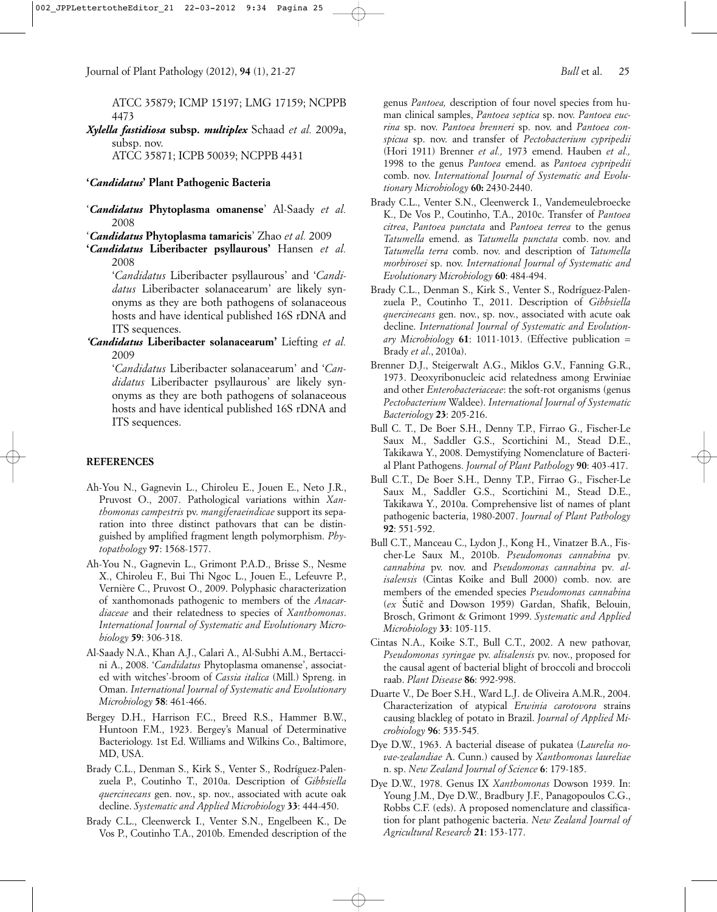ATCC 35879; ICMP 15197; LMG 17159; NCPPB 4473

***Xylella fastidiosa* subsp. *multiplex*** Schaad *et al.* 2009a, subsp. nov.
ATCC 35871; ICPB 50039; NCPPB 4431

## '*Candidatus*' Plant Pathogenic Bacteria

'***Candidatus* Phytoplasma omanense**' Al-Saady *et al.* 2008

'***Candidatus* Phytoplasma tamaricis**' Zhao *et al.* 2009

**'*Candidatus* Liberibacter psyllaurous'** Hansen *et al.* 2008

'*Candidatus* Liberibacter psyllaurous' and '*Candidatus* Liberibacter solanacearum' are likely synonyms as they are both pathogens of solanaceous hosts and have identical published 16S rDNA and ITS sequences.

***'Candidatus* Liberibacter solanacearum'** Liefting *et al.* 2009

'*Candidatus* Liberibacter solanacearum' and '*Candidatus* Liberibacter psyllaurous' are likely synonyms as they are both pathogens of solanaceous hosts and have identical published 16S rDNA and ITS sequences.

## REFERENCES

Ah-You N., Gagnevin L., Chiroleu E., Jouen E., Neto J.R., Pruvost O., 2007. Pathological variations within *Xanthomonas campestris* pv. *mangiferaeindicae* support its separation into three distinct pathovars that can be distinguished by amplified fragment length polymorphism. *Phytopathology* **97**: 1568-1577.

Ah-You N., Gagnevin L., Grimont P.A.D., Brisse S., Nesme X., Chiroleu F., Bui Thi Ngoc L., Jouen E., Lefeuvre P., Vernière C., Pruvost O., 2009. Polyphasic characterization of xanthomonads pathogenic to members of the *Anacardiaceae* and their relatedness to species of *Xanthomonas*. *International Journal of Systematic and Evolutionary Microbiology* **59**: 306-318.

Al-Saady N.A., Khan A.J., Calari A., Al-Subhi A.M., Bertaccini A., 2008. '*Candidatus* Phytoplasma omanense', associated with witches'-broom of *Cassia italica* (Mill.) Spreng. in Oman. *International Journal of Systematic and Evolutionary Microbiology* **58**: 461-466.

Bergey D.H., Harrison F.C., Breed R.S., Hammer B.W., Huntoon F.M., 1923. Bergey's Manual of Determinative Bacteriology. 1st Ed. Williams and Wilkins Co., Baltimore, MD, USA.

Brady C.L., Denman S., Kirk S., Venter S., Rodríguez-Palenzuela P., Coutinho T., 2010a. Description of *Gibbsiella quercinecans* gen. nov., sp. nov., associated with acute oak decline. *Systematic and Applied Microbiology* **33**: 444-450.

Brady C.L., Cleenwerck I., Venter S.N., Engelbeen K., De Vos P., Coutinho T.A., 2010b. Emended description of the genus *Pantoea,* description of four novel species from human clinical samples, *Pantoea septica* sp. nov. *Pantoea eucrina* sp. nov. *Pantoea brenneri* sp. nov. and *Pantoea conspicua* sp. nov. and transfer of *Pectobacterium cypripedii* (Hori 1911) Brenner *et al.,* 1973 emend. Hauben *et al.,* 1998 to the genus *Pantoea* emend. as *Pantoea cypripedii* comb. nov. *International Journal of Systematic and Evolutionary Microbiology* **60:** 2430-2440.

Brady C.L., Venter S.N., Cleenwerck I., Vandemeulebroecke K., De Vos P., Coutinho, T.A., 2010c. Transfer of *Pantoea citrea*, *Pantoea punctata* and *Pantoea terrea* to the genus *Tatumella* emend. as *Tatumella punctata* comb. nov. and *Tatumella terra* comb. nov. and description of *Tatumella morbirosei* sp. nov. *International Journal of Systematic and Evolutionary Microbiology* **60**: 484-494.

Brady C.L., Denman S., Kirk S., Venter S., Rodríguez-Palenzuela P., Coutinho T., 2011. Description of *Gibbsiella quercinecans* gen. nov., sp. nov., associated with acute oak decline. *International Journal of Systematic and Evolutionary Microbiology* **61**: 1011-1013. (Effective publication = Brady *et al*., 2010a).

Brenner D.J., Steigerwalt A.G., Miklos G.V., Fanning G.R., 1973. Deoxyribonucleic acid relatedness among Erwiniae and other *Enterobacteriaceae*: the soft-rot organisms (genus *Pectobacterium* Waldee). *International Journal of Systematic Bacteriology* **23**: 205-216.

Bull C. T., De Boer S.H., Denny T.P., Firrao G., Fischer-Le Saux M., Saddler G.S., Scortichini M., Stead D.E., Takikawa Y., 2008. Demystifying Nomenclature of Bacterial Plant Pathogens. *Journal of Plant Pathology* **90**: 403-417.

Bull C.T., De Boer S.H., Denny T.P., Firrao G., Fischer-Le Saux M., Saddler G.S., Scortichini M., Stead D.E., Takikawa Y., 2010a. Comprehensive list of names of plant pathogenic bacteria, 1980-2007. *Journal of Plant Pathology* **92**: 551-592.

Bull C.T., Manceau C., Lydon J., Kong H., Vinatzer B.A., Fischer-Le Saux M., 2010b. *Pseudomonas cannabina* pv. *cannabina* pv. nov. and *Pseudomonas cannabina* pv. *alisalensis* (Cintas Koike and Bull 2000) comb. nov. are members of the emended species *Pseudomonas cannabina* (*ex* Šutič and Dowson 1959) Gardan, Shafik, Belouin, Brosch, Grimont & Grimont 1999. *Systematic and Applied Microbiology* **33**: 105-115.

Cintas N.A., Koike S.T., Bull C.T., 2002. A new pathovar, *Pseudomonas syringae* pv. *alisalensis* pv. nov., proposed for the causal agent of bacterial blight of broccoli and broccoli raab. *Plant Disease* **86**: 992-998.

Duarte V., De Boer S.H., Ward L.J. de Oliveira A.M.R., 2004. Characterization of atypical *Erwinia carotovora* strains causing blackleg of potato in Brazil. *Journal of Applied Microbiology* **96**: 535-545.

Dye D.W., 1963. A bacterial disease of pukatea (*Laurelia novae-zealandiae* A. Cunn.) caused by *Xanthomonas laureliae* n. sp. *New Zealand Journal of Science* **6**: 179-185.

Dye D.W., 1978. Genus IX *Xanthomonas* Dowson 1939. In: Young J.M., Dye D.W., Bradbury J.F., Panagopoulos C.G., Robbs C.F. (eds). A proposed nomenclature and classification for plant pathogenic bacteria. *New Zealand Journal of Agricultural Research* **21**: 153-177.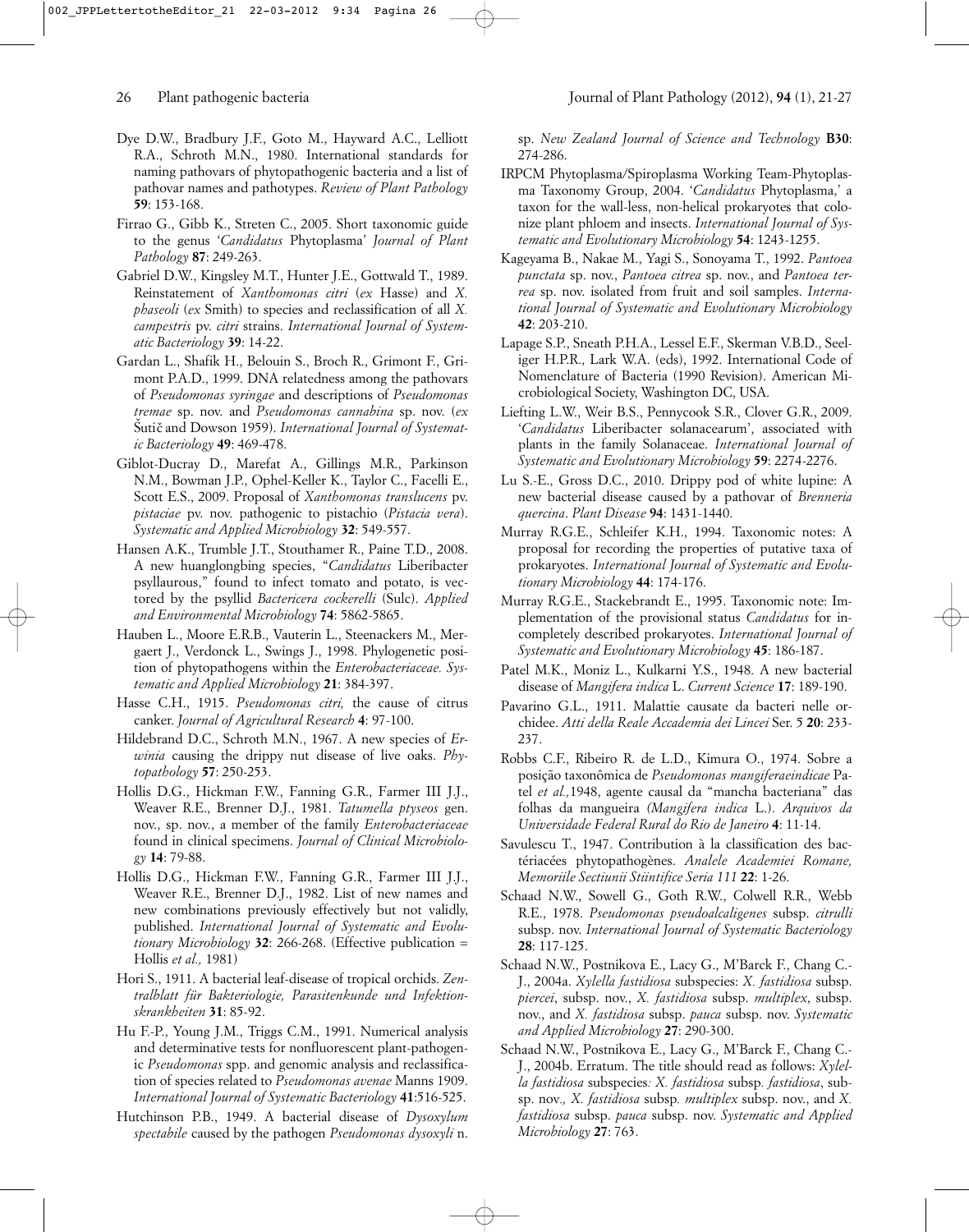Dye D.W., Bradbury J.F., Goto M., Hayward A.C., Lelliott R.A., Schroth M.N., 1980. International standards for naming pathovars of phytopathogenic bacteria and a list of pathovar names and pathotypes. *Review of Plant Pathology* **59**: 153-168.

Firrao G., Gibb K., Streten C., 2005. Short taxonomic guide to the genus '*Candidatus* Phytoplasma' *Journal of Plant Pathology* **87**: 249-263.

Gabriel D.W., Kingsley M.T., Hunter J.E., Gottwald T., 1989. Reinstatement of *Xanthomonas citri* (*ex* Hasse) and *X. phaseoli* (*ex* Smith) to species and reclassification of all *X. campestris* pv. *citri* strains. *International Journal of Systematic Bacteriology* **39**: 14-22.

Gardan L., Shafik H., Belouin S., Broch R., Grimont F., Grimont P.A.D., 1999. DNA relatedness among the pathovars of *Pseudomonas syringae* and descriptions of *Pseudomonas tremae* sp. nov. and *Pseudomonas cannabina* sp. nov. (*ex* Šutič and Dowson 1959). *International Journal of Systematic Bacteriology* **49**: 469-478.

Giblot-Ducray D., Marefat A., Gillings M.R., Parkinson N.M., Bowman J.P., Ophel-Keller K., Taylor C., Facelli E., Scott E.S., 2009. Proposal of *Xanthomonas translucens* pv. *pistaciae* pv. nov. pathogenic to pistachio (*Pistacia vera*). *Systematic and Applied Microbiology* **32**: 549-557.

Hansen A.K., Trumble J.T., Stouthamer R., Paine T.D., 2008. A new huanglongbing species, "*Candidatus* Liberibacter psyllaurous," found to infect tomato and potato, is vectored by the psyllid *Bactericera cockerelli* (Sulc). *Applied and Environmental Microbiology* **74**: 5862-5865.

Hauben L., Moore E.R.B., Vauterin L., Steenackers M., Mergaert J., Verdonck L., Swings J., 1998. Phylogenetic position of phytopathogens within the *Enterobacteriaceae. Systematic and Applied Microbiology* **21**: 384-397.

Hasse C.H., 1915. *Pseudomonas citri,* the cause of citrus canker. *Journal of Agricultural Research* **4**: 97-100.

Hildebrand D.C., Schroth M.N., 1967. A new species of *Erwinia* causing the drippy nut disease of live oaks. *Phytopathology* **57**: 250-253.

Hollis D.G., Hickman F.W., Fanning G.R., Farmer III J.J., Weaver R.E., Brenner D.J., 1981. *Tatumella ptyseos* gen. nov., sp. nov., a member of the family *Enterobacteriaceae* found in clinical specimens. *Journal of Clinical Microbiology* **14**: 79-88.

Hollis D.G., Hickman F.W., Fanning G.R., Farmer III J.J., Weaver R.E., Brenner D.J., 1982. List of new names and new combinations previously effectively but not validly, published. *International Journal of Systematic and Evolutionary Microbiology* **32**: 266-268. (Effective publication = Hollis *et al.,* 1981)

Hori S., 1911. A bacterial leaf-disease of tropical orchids. *Zentralblatt für Bakteriologie, Parasitenkunde und Infektionskrankheiten* **31**: 85-92.

Hu F.-P., Young J.M., Triggs C.M., 1991. Numerical analysis and determinative tests for nonfluorescent plant-pathogenic *Pseudomonas* spp. and genomic analysis and reclassification of species related to *Pseudomonas avenae* Manns 1909. *International Journal of Systematic Bacteriology* **41**:516-525.

Hutchinson P.B., 1949. A bacterial disease of *Dysoxylum spectabile* caused by the pathogen *Pseudomonas dysoxyli* n. sp. *New Zealand Journal of Science and Technology* **B30**: 274-286.

IRPCM Phytoplasma/Spiroplasma Working Team-Phytoplasma Taxonomy Group, 2004. '*Candidatus* Phytoplasma,' a taxon for the wall-less, non-helical prokaryotes that colonize plant phloem and insects. *International Journal of Systematic and Evolutionary Microbiology* **54**: 1243-1255.

Kageyama B., Nakae M., Yagi S., Sonoyama T., 1992. *Pantoea punctata* sp. nov., *Pantoea citrea* sp. nov., and *Pantoea terrea* sp. nov. isolated from fruit and soil samples. *International Journal of Systematic and Evolutionary Microbiology* **42**: 203-210.

Lapage S.P., Sneath P.H.A., Lessel E.F., Skerman V.B.D., Seeliger H.P.R., Lark W.A. (eds), 1992. International Code of Nomenclature of Bacteria (1990 Revision). American Microbiological Society, Washington DC, USA.

Liefting L.W., Weir B.S., Pennycook S.R., Clover G.R., 2009. '*Candidatus* Liberibacter solanacearum', associated with plants in the family Solanaceae. *International Journal of Systematic and Evolutionary Microbiology* **59**: 2274-2276.

Lu S.-E., Gross D.C., 2010. Drippy pod of white lupine: A new bacterial disease caused by a pathovar of *Brenneria quercina*. *Plant Disease* **94**: 1431-1440.

Murray R.G.E., Schleifer K.H., 1994. Taxonomic notes: A proposal for recording the properties of putative taxa of prokaryotes. *International Journal of Systematic and Evolutionary Microbiology* **44**: 174-176.

Murray R.G.E., Stackebrandt E., 1995. Taxonomic note: Implementation of the provisional status *Candidatus* for incompletely described prokaryotes. *International Journal of Systematic and Evolutionary Microbiology* **45**: 186-187.

Patel M.K., Moniz L., Kulkarni Y.S., 1948. A new bacterial disease of *Mangifera indica* L. *Current Science* **17**: 189-190.

Pavarino G.L., 1911. Malattie causate da bacteri nelle orchidee. *Atti della Reale Accademia dei Lincei* Ser. 5 **20**: 233-237.

Robbs C.F., Ribeiro R. de L.D., Kimura O., 1974. Sobre a posição taxonômica de *Pseudomonas mangiferaeindicae* Patel *et al.,*1948, agente causal da "mancha bacteriana" das folhas da mangueira *(Mangifera indica* L.). *Arquivos da Universidade Federal Rural do Rio de Janeiro* **4**: 11-14.

Savulescu T., 1947. Contribution à la classification des bactériacées phytopathogènes. *Analele Academiei Romane, Memoriile Sectiunii Stiintifice Seria 111* **22**: 1-26.

Schaad N.W., Sowell G., Goth R.W., Colwell R.R., Webb R.E., 1978. *Pseudomonas pseudoalcaligenes* subsp. *citrulli* subsp. nov. *International Journal of Systematic Bacteriology* **28**: 117-125.

Schaad N.W., Postnikova E., Lacy G., M'Barck F., Chang C.-J., 2004a. *Xylella fastidiosa* subspecies: *X. fastidiosa* subsp. *piercei*, subsp. nov., *X. fastidiosa* subsp. *multiplex*, subsp. nov., and *X. fastidiosa* subsp. *pauca* subsp. nov. *Systematic and Applied Microbiology* **27**: 290-300.

Schaad N.W., Postnikova E., Lacy G., M'Barck F., Chang C.-J., 2004b. Erratum. The title should read as follows: *Xylella fastidiosa* subspecies*: X. fastidiosa* subsp*. fastidiosa*, subsp. nov*., X. fastidiosa* subsp*. multiplex* subsp. nov., and *X. fastidiosa* subsp. *pauca* subsp. nov. *Systematic and Applied Microbiology* **27**: 763.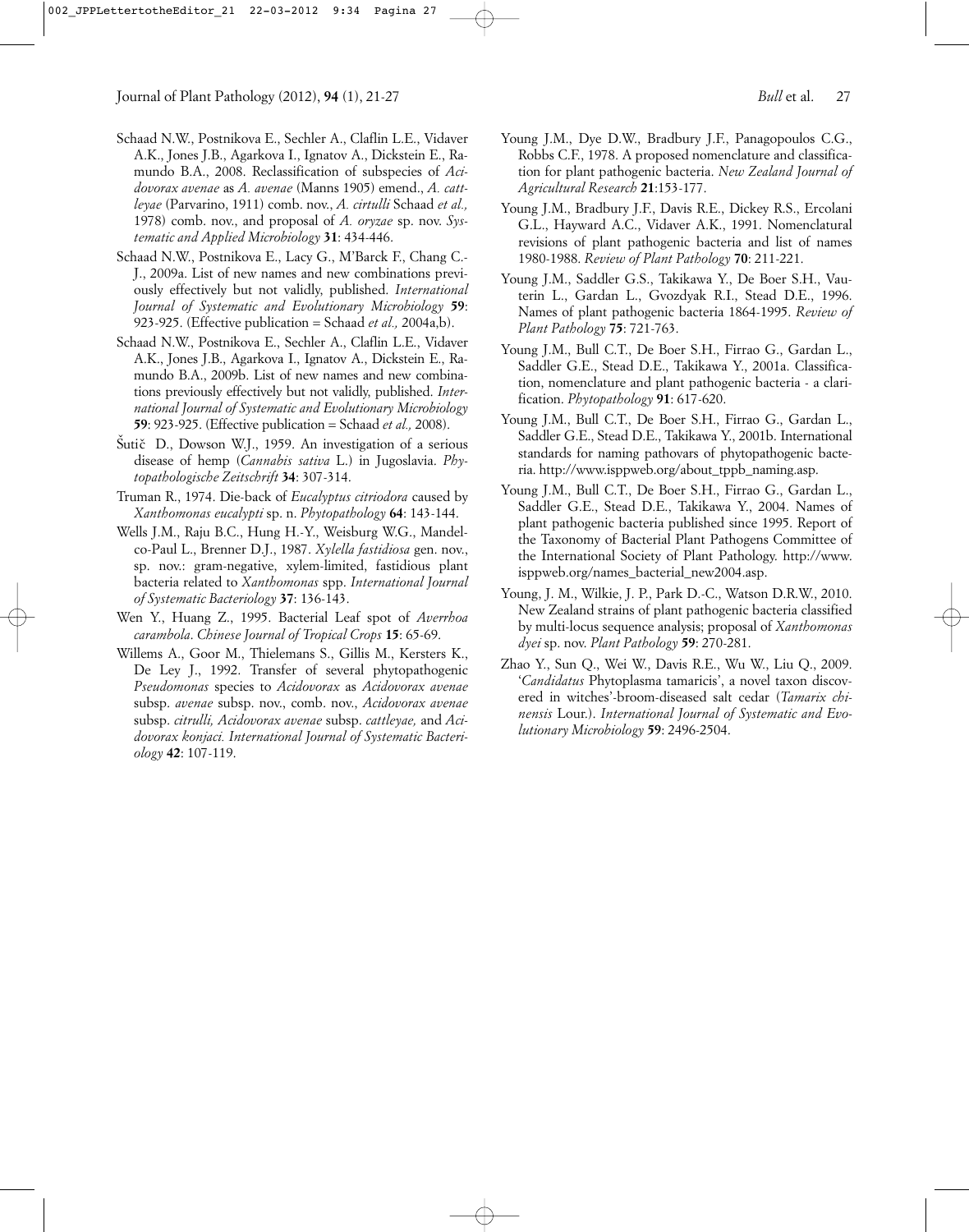Schaad N.W., Postnikova E., Sechler A., Claflin L.E., Vidaver A.K., Jones J.B., Agarkova I., Ignatov A., Dickstein E., Ramundo B.A., 2008. Reclassification of subspecies of *Acidovorax avenae* as *A. avenae* (Manns 1905) emend., *A. cattleyae* (Parvarino, 1911) comb. nov., *A. cirtulli* Schaad *et al.,* 1978) comb. nov., and proposal of *A. oryzae* sp. nov. *Systematic and Applied Microbiology* **31**: 434-446.

Schaad N.W., Postnikova E., Lacy G., M'Barck F., Chang C.-J., 2009a. List of new names and new combinations previously effectively but not validly, published. *International Journal of Systematic and Evolutionary Microbiology* **59**: 923-925. (Effective publication = Schaad *et al.,* 2004a,b).

Schaad N.W., Postnikova E., Sechler A., Claflin L.E., Vidaver A.K., Jones J.B., Agarkova I., Ignatov A., Dickstein E., Ramundo B.A., 2009b. List of new names and new combinations previously effectively but not validly, published. *International Journal of Systematic and Evolutionary Microbiology* **59**: 923-925. (Effective publication = Schaad *et al.,* 2008).

Šutič D., Dowson W.J., 1959. An investigation of a serious disease of hemp (*Cannabis sativa* L.) in Jugoslavia. *Phytopathologische Zeitschrift* **34**: 307-314.

Truman R., 1974. Die-back of *Eucalyptus citriodora* caused by *Xanthomonas eucalypti* sp. n. *Phytopathology* **64**: 143-144.

Wells J.M., Raju B.C., Hung H.-Y., Weisburg W.G., Mandelco-Paul L., Brenner D.J., 1987. *Xylella fastidiosa* gen. nov., sp. nov.: gram-negative, xylem-limited, fastidious plant bacteria related to *Xanthomonas* spp. *International Journal of Systematic Bacteriology* **37**: 136-143.

Wen Y., Huang Z., 1995. Bacterial Leaf spot of *Averrhoa carambola*. *Chinese Journal of Tropical Crops* **15**: 65-69.

Willems A., Goor M., Thielemans S., Gillis M., Kersters K., De Ley J., 1992. Transfer of several phytopathogenic *Pseudomonas* species to *Acidovorax* as *Acidovorax avenae* subsp. *avenae* subsp. nov., comb. nov., *Acidovorax avenae* subsp. *citrulli, Acidovorax avenae* subsp. *cattleyae,* and *Acidovorax konjaci. International Journal of Systematic Bacteriology* **42**: 107-119.

Young J.M., Dye D.W., Bradbury J.F., Panagopoulos C.G., Robbs C.F., 1978. A proposed nomenclature and classification for plant pathogenic bacteria. *New Zealand Journal of Agricultural Research* **21**:153-177.

Young J.M., Bradbury J.F., Davis R.E., Dickey R.S., Ercolani G.L., Hayward A.C., Vidaver A.K., 1991. Nomenclatural revisions of plant pathogenic bacteria and list of names 1980-1988. *Review of Plant Pathology* **70**: 211-221.

Young J.M., Saddler G.S., Takikawa Y., De Boer S.H., Vauterin L., Gardan L., Gvozdyak R.I., Stead D.E., 1996. Names of plant pathogenic bacteria 1864-1995. *Review of Plant Pathology* **75**: 721-763.

Young J.M., Bull C.T., De Boer S.H., Firrao G., Gardan L., Saddler G.E., Stead D.E., Takikawa Y., 2001a. Classification, nomenclature and plant pathogenic bacteria - a clarification. *Phytopathology* **91**: 617-620.

Young J.M., Bull C.T., De Boer S.H., Firrao G., Gardan L., Saddler G.E., Stead D.E., Takikawa Y., 2001b. International standards for naming pathovars of phytopathogenic bacteria. http://www.isppweb.org/about_tppb_naming.asp.

Young J.M., Bull C.T., De Boer S.H., Firrao G., Gardan L., Saddler G.E., Stead D.E., Takikawa Y., 2004. Names of plant pathogenic bacteria published since 1995. Report of the Taxonomy of Bacterial Plant Pathogens Committee of the International Society of Plant Pathology. http://www.isppweb.org/names_bacterial_new2004.asp.

Young, J. M., Wilkie, J. P., Park D.-C., Watson D.R.W., 2010. New Zealand strains of plant pathogenic bacteria classified by multi-locus sequence analysis; proposal of *Xanthomonas dyei* sp. nov. *Plant Pathology* **59**: 270-281.

Zhao Y., Sun Q., Wei W., Davis R.E., Wu W., Liu Q., 2009. '*Candidatus* Phytoplasma tamaricis', a novel taxon discovered in witches'-broom-diseased salt cedar (*Tamarix chinensis* Lour.). *International Journal of Systematic and Evolutionary Microbiology* **59**: 2496-2504.